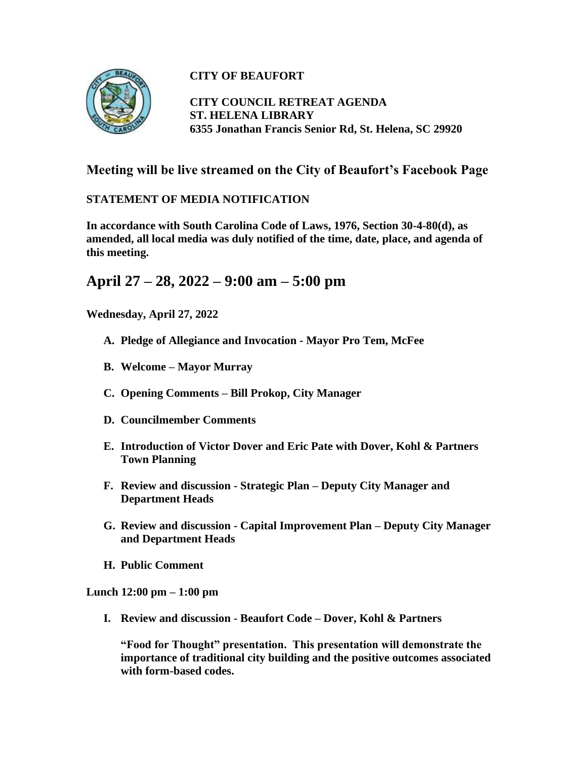**CITY OF BEAUFORT**

**CITY COUNCIL RETREAT AGENDA**
**ST. HELENA LIBRARY**
**6355 Jonathan Francis Senior Rd, St. Helena, SC 29920**

## Meeting will be live streamed on the City of Beaufort's Facebook Page

**STATEMENT OF MEDIA NOTIFICATION**

**In accordance with South Carolina Code of Laws, 1976, Section 30-4-80(d), as amended, all local media was duly notified of the time, date, place, and agenda of this meeting.**

# April 27 – 28, 2022 – 9:00 am – 5:00 pm

**Wednesday, April 27, 2022**

- **A. Pledge of Allegiance and Invocation - Mayor Pro Tem, McFee**
- **B. Welcome – Mayor Murray**
- **C. Opening Comments – Bill Prokop, City Manager**
- **D. Councilmember Comments**
- **E. Introduction of Victor Dover and Eric Pate with Dover, Kohl & Partners Town Planning**
- **F. Review and discussion - Strategic Plan – Deputy City Manager and Department Heads**
- **G. Review and discussion - Capital Improvement Plan – Deputy City Manager and Department Heads**
- **H. Public Comment**

**Lunch 12:00 pm – 1:00 pm**

- **I. Review and discussion - Beaufort Code – Dover, Kohl & Partners**

  **"Food for Thought" presentation. This presentation will demonstrate the importance of traditional city building and the positive outcomes associated with form-based codes.**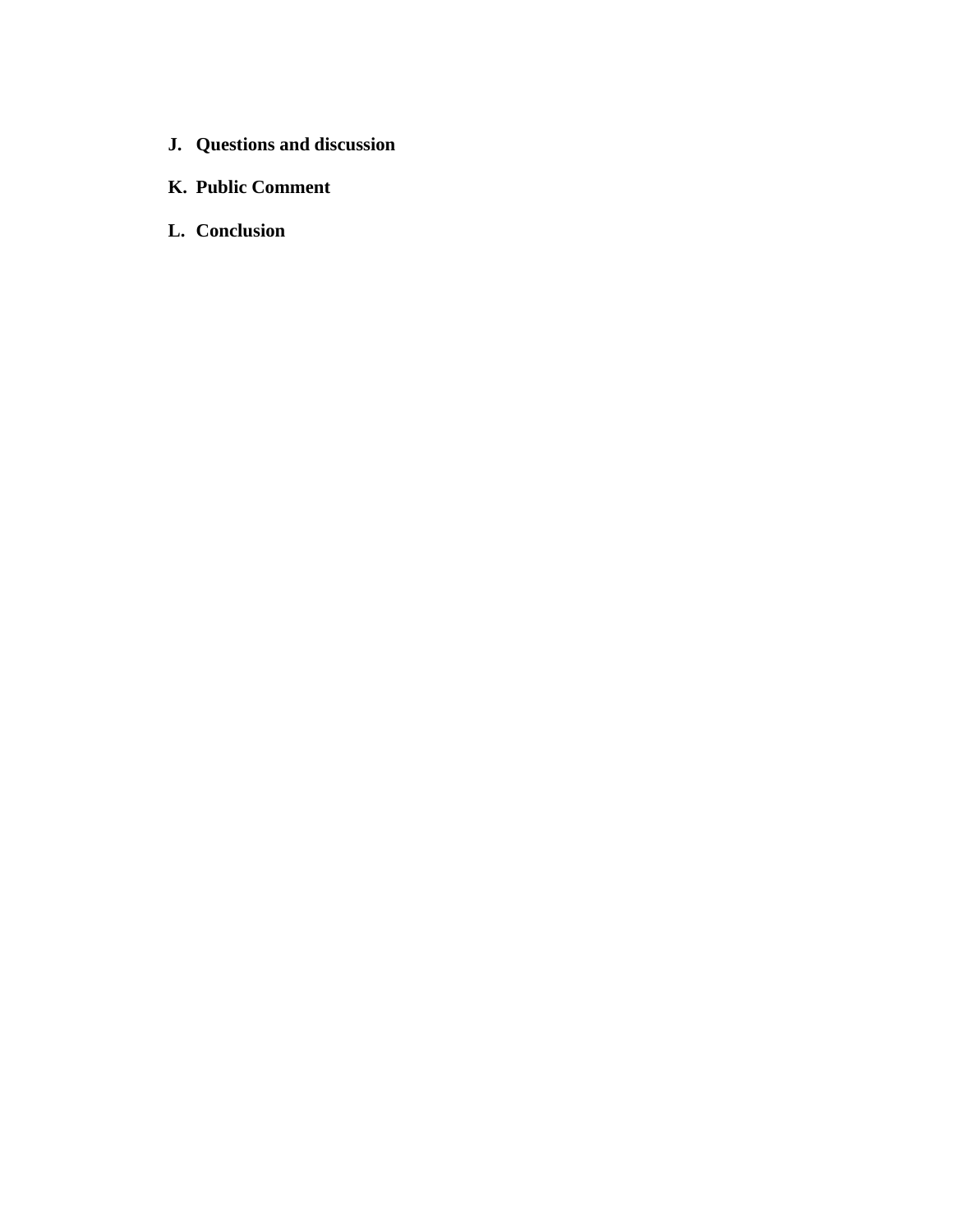**J. Questions and discussion**

**K. Public Comment**

**L. Conclusion**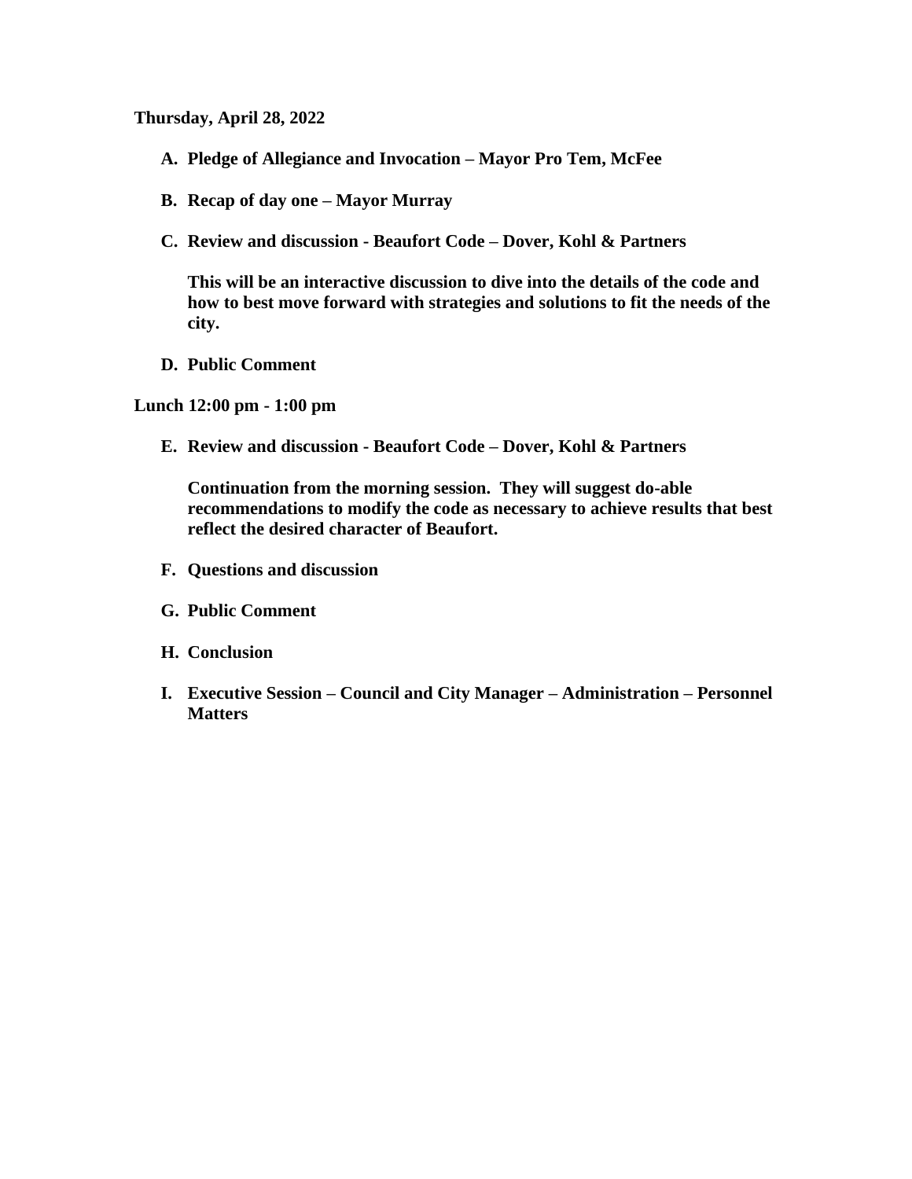**Thursday, April 28, 2022**

A. **Pledge of Allegiance and Invocation – Mayor Pro Tem, McFee**

B. **Recap of day one – Mayor Murray**

C. **Review and discussion - Beaufort Code – Dover, Kohl & Partners**

   **This will be an interactive discussion to dive into the details of the code and how to best move forward with strategies and solutions to fit the needs of the city.**

D. **Public Comment**

**Lunch 12:00 pm - 1:00 pm**

E. **Review and discussion - Beaufort Code – Dover, Kohl & Partners**

   **Continuation from the morning session. They will suggest do-able recommendations to modify the code as necessary to achieve results that best reflect the desired character of Beaufort.**

F. **Questions and discussion**

G. **Public Comment**

H. **Conclusion**

I. **Executive Session – Council and City Manager – Administration – Personnel Matters**